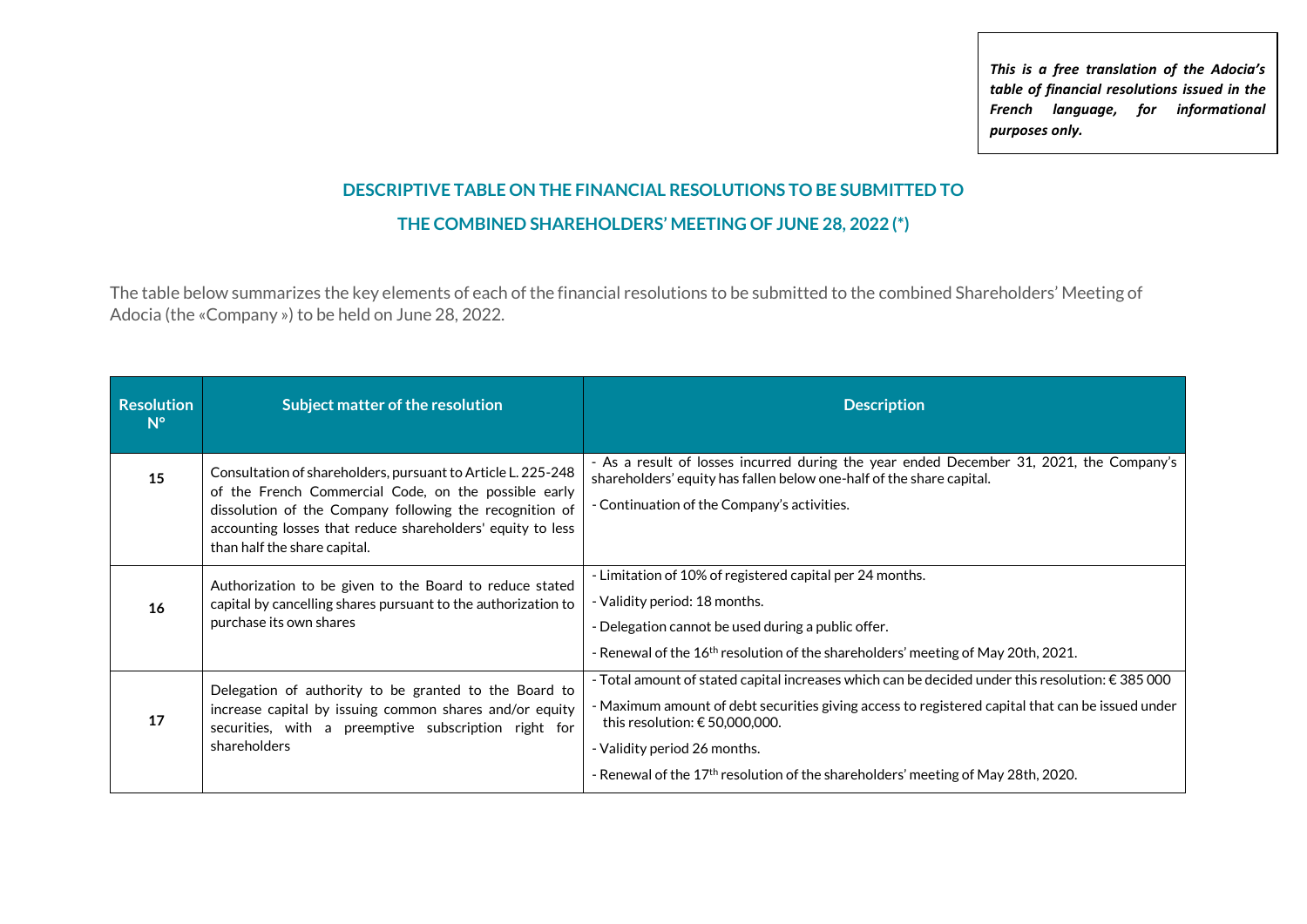*This is a free translation of the Adocia's table of financial resolutions issued in the French language, for informational purposes only.*

## DESCRIPTIVE TABLE ON THE FINANCIAL RESOLUTIONS TO BE SUBMITTED TO THE COMBINED SHAREHOLDERS' MEETING OF JUNE 28, 2022 (*)

The table below summarizes the key elements of each of the financial resolutions to be submitted to the combined Shareholders' Meeting of Adocia (the «Company ») to be held on June 28, 2022.

| Resolution N° | Subject matter of the resolution | Description |
|---|---|---|
| 15 | Consultation of shareholders, pursuant to Article L. 225-248 of the French Commercial Code, on the possible early dissolution of the Company following the recognition of accounting losses that reduce shareholders' equity to less than half the share capital. | - As a result of losses incurred during the year ended December 31, 2021, the Company's shareholders' equity has fallen below one-half of the share capital.<br>- Continuation of the Company's activities. |
| 16 | Authorization to be given to the Board to reduce stated capital by cancelling shares pursuant to the authorization to purchase its own shares | - Limitation of 10% of registered capital per 24 months.<br>- Validity period: 18 months.<br>- Delegation cannot be used during a public offer.<br>- Renewal of the 16th resolution of the shareholders' meeting of May 20th, 2021. |
| 17 | Delegation of authority to be granted to the Board to increase capital by issuing common shares and/or equity securities, with a preemptive subscription right for shareholders | - Total amount of stated capital increases which can be decided under this resolution: € 385 000<br>- Maximum amount of debt securities giving access to registered capital that can be issued under this resolution: € 50,000,000.<br>- Validity period 26 months.<br>- Renewal of the 17th resolution of the shareholders' meeting of May 28th, 2020. |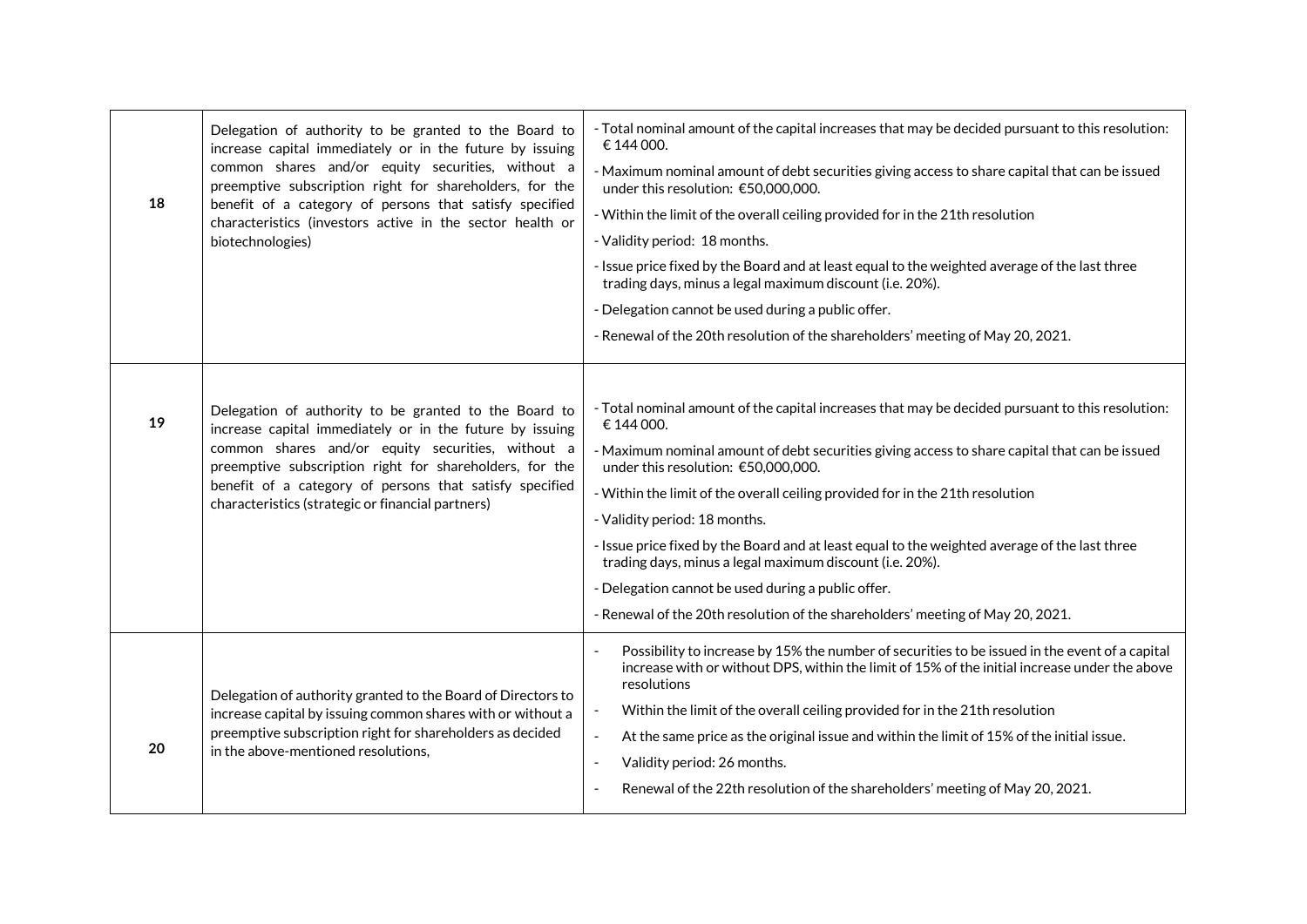| | | |
|---|---|---|
| 18 | Delegation of authority to be granted to the Board to increase capital immediately or in the future by issuing common shares and/or equity securities, without a preemptive subscription right for shareholders, for the benefit of a category of persons that satisfy specified characteristics (investors active in the sector health or biotechnologies) | - Total nominal amount of the capital increases that may be decided pursuant to this resolution: € 144 000.<br>- Maximum nominal amount of debt securities giving access to share capital that can be issued under this resolution: €50,000,000.<br>- Within the limit of the overall ceiling provided for in the 21th resolution<br>- Validity period: 18 months.<br>- Issue price fixed by the Board and at least equal to the weighted average of the last three trading days, minus a legal maximum discount (i.e. 20%).<br>- Delegation cannot be used during a public offer.<br>- Renewal of the 20th resolution of the shareholders' meeting of May 20, 2021. |
| 19 | Delegation of authority to be granted to the Board to increase capital immediately or in the future by issuing common shares and/or equity securities, without a preemptive subscription right for shareholders, for the benefit of a category of persons that satisfy specified characteristics (strategic or financial partners) | - Total nominal amount of the capital increases that may be decided pursuant to this resolution: € 144 000.<br>- Maximum nominal amount of debt securities giving access to share capital that can be issued under this resolution: €50,000,000.<br>- Within the limit of the overall ceiling provided for in the 21th resolution<br>- Validity period: 18 months.<br>- Issue price fixed by the Board and at least equal to the weighted average of the last three trading days, minus a legal maximum discount (i.e. 20%).<br>- Delegation cannot be used during a public offer.<br>- Renewal of the 20th resolution of the shareholders' meeting of May 20, 2021. |
| 20 | Delegation of authority granted to the Board of Directors to increase capital by issuing common shares with or without a preemptive subscription right for shareholders as decided in the above-mentioned resolutions, | - Possibility to increase by 15% the number of securities to be issued in the event of a capital increase with or without DPS, within the limit of 15% of the initial increase under the above resolutions<br>- Within the limit of the overall ceiling provided for in the 21th resolution<br>- At the same price as the original issue and within the limit of 15% of the initial issue.<br>- Validity period: 26 months.<br>- Renewal of the 22th resolution of the shareholders' meeting of May 20, 2021. |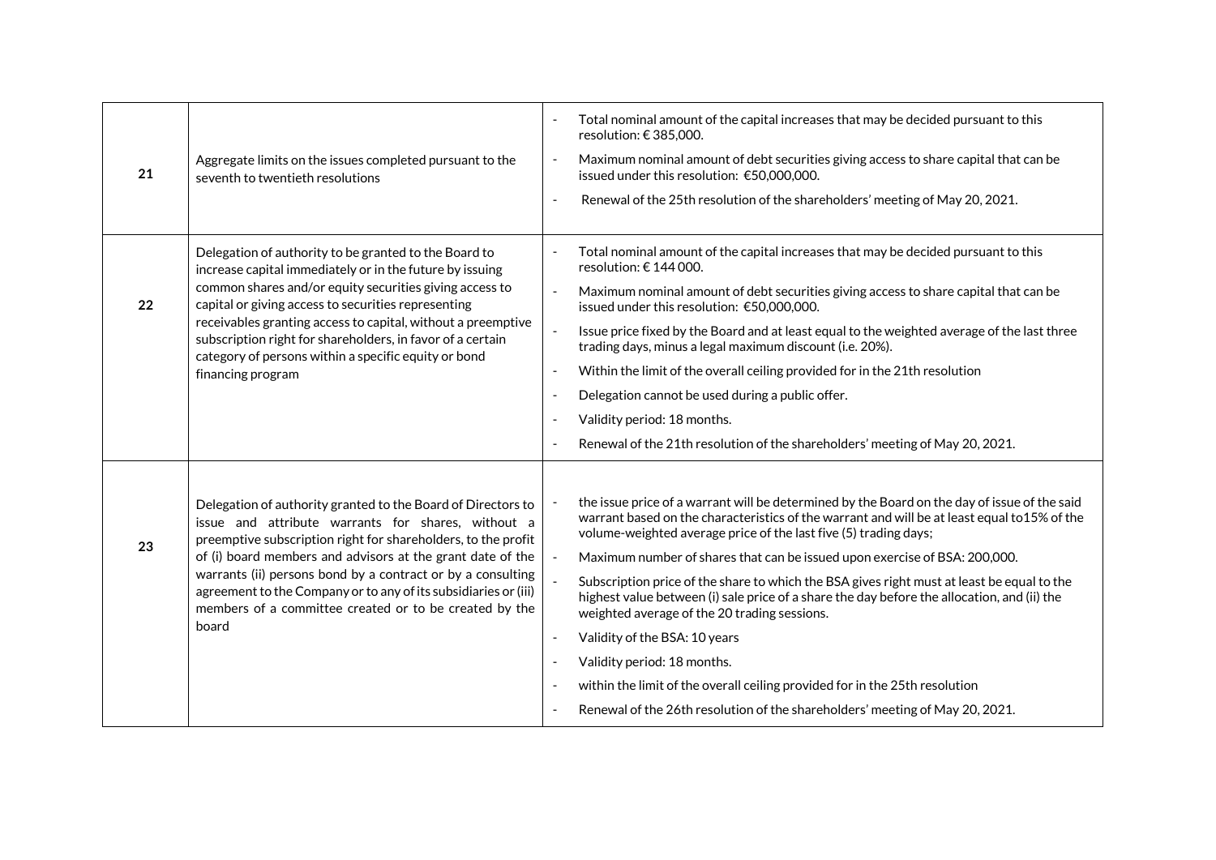| | | |
|---|---|---|
| 21 | Aggregate limits on the issues completed pursuant to the seventh to twentieth resolutions | - Total nominal amount of the capital increases that may be decided pursuant to this resolution: € 385,000.<br>- Maximum nominal amount of debt securities giving access to share capital that can be issued under this resolution: €50,000,000.<br>- Renewal of the 25th resolution of the shareholders' meeting of May 20, 2021. |
| 22 | Delegation of authority to be granted to the Board to increase capital immediately or in the future by issuing common shares and/or equity securities giving access to capital or giving access to securities representing receivables granting access to capital, without a preemptive subscription right for shareholders, in favor of a certain category of persons within a specific equity or bond financing program | - Total nominal amount of the capital increases that may be decided pursuant to this resolution: € 144 000.<br>- Maximum nominal amount of debt securities giving access to share capital that can be issued under this resolution: €50,000,000.<br>- Issue price fixed by the Board and at least equal to the weighted average of the last three trading days, minus a legal maximum discount (i.e. 20%).<br>- Within the limit of the overall ceiling provided for in the 21th resolution<br>- Delegation cannot be used during a public offer.<br>- Validity period: 18 months.<br>- Renewal of the 21th resolution of the shareholders' meeting of May 20, 2021. |
| 23 | Delegation of authority granted to the Board of Directors to issue and attribute warrants for shares, without a preemptive subscription right for shareholders, to the profit of (i) board members and advisors at the grant date of the warrants (ii) persons bond by a contract or by a consulting agreement to the Company or to any of its subsidiaries or (iii) members of a committee created or to be created by the board | - the issue price of a warrant will be determined by the Board on the day of issue of the said warrant based on the characteristics of the warrant and will be at least equal to15% of the volume-weighted average price of the last five (5) trading days;<br>- Maximum number of shares that can be issued upon exercise of BSA: 200,000.<br>- Subscription price of the share to which the BSA gives right must at least be equal to the highest value between (i) sale price of a share the day before the allocation, and (ii) the weighted average of the 20 trading sessions.<br>- Validity of the BSA: 10 years<br>- Validity period: 18 months.<br>- within the limit of the overall ceiling provided for in the 25th resolution<br>- Renewal of the 26th resolution of the shareholders' meeting of May 20, 2021. |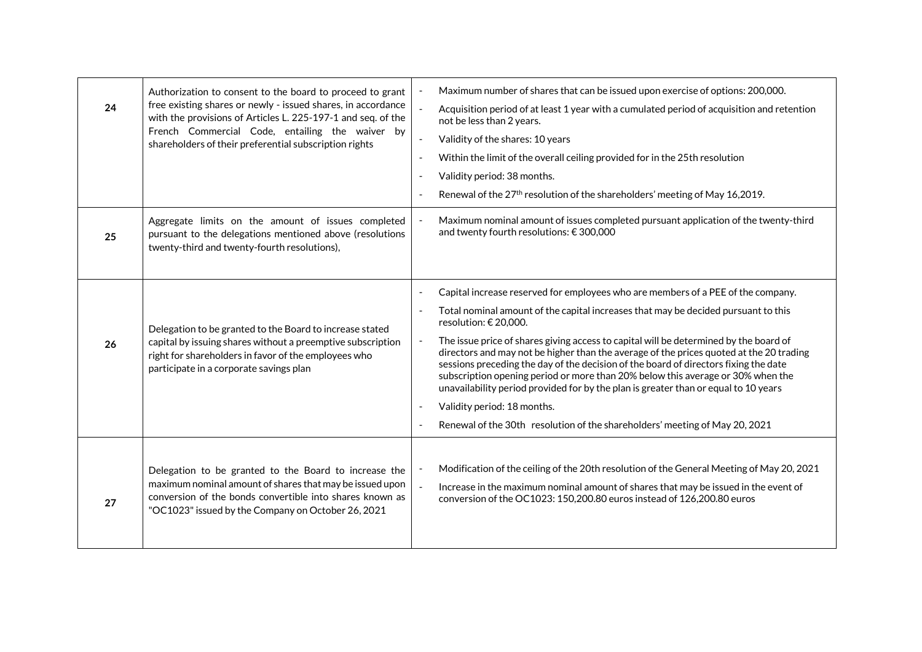| | | |
|---|---|---|
| 24 | Authorization to consent to the board to proceed to grant free existing shares or newly - issued shares, in accordance with the provisions of Articles L. 225-197-1 and seq. of the French Commercial Code, entailing the waiver by shareholders of their preferential subscription rights | - Maximum number of shares that can be issued upon exercise of options: 200,000.<br>- Acquisition period of at least 1 year with a cumulated period of acquisition and retention not be less than 2 years.<br>- Validity of the shares: 10 years<br>- Within the limit of the overall ceiling provided for in the 25th resolution<br>- Validity period: 38 months.<br>- Renewal of the 27th resolution of the shareholders' meeting of May 16,2019. |
| 25 | Aggregate limits on the amount of issues completed pursuant to the delegations mentioned above (resolutions twenty-third and twenty-fourth resolutions), | - Maximum nominal amount of issues completed pursuant application of the twenty-third and twenty fourth resolutions: € 300,000 |
| 26 | Delegation to be granted to the Board to increase stated capital by issuing shares without a preemptive subscription right for shareholders in favor of the employees who participate in a corporate savings plan | - Capital increase reserved for employees who are members of a PEE of the company.<br>- Total nominal amount of the capital increases that may be decided pursuant to this resolution: € 20,000.<br>- The issue price of shares giving access to capital will be determined by the board of directors and may not be higher than the average of the prices quoted at the 20 trading sessions preceding the day of the decision of the board of directors fixing the date subscription opening period or more than 20% below this average or 30% when the unavailability period provided for by the plan is greater than or equal to 10 years<br>- Validity period: 18 months.<br>- Renewal of the 30th resolution of the shareholders' meeting of May 20, 2021 |
| 27 | Delegation to be granted to the Board to increase the maximum nominal amount of shares that may be issued upon conversion of the bonds convertible into shares known as "OC1023" issued by the Company on October 26, 2021 | - Modification of the ceiling of the 20th resolution of the General Meeting of May 20, 2021<br>- Increase in the maximum nominal amount of shares that may be issued in the event of conversion of the OC1023: 150,200.80 euros instead of 126,200.80 euros |